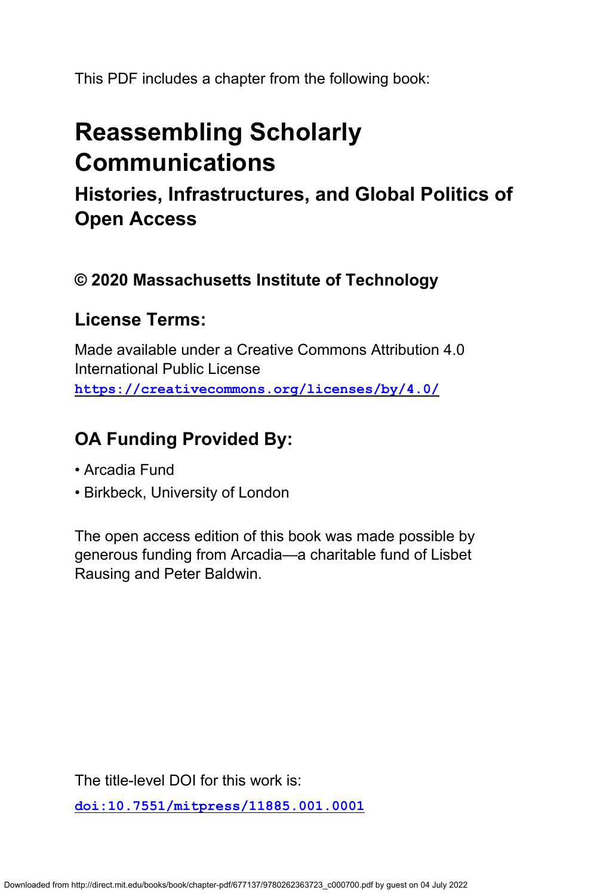This PDF includes a chapter from the following book:

# Reassembling Scholarly Communications

## Histories, Infrastructures, and Global Politics of Open Access

### © 2020 Massachusetts Institute of Technology

### License Terms:

Made available under a Creative Commons Attribution 4.0 International Public License
https://creativecommons.org/licenses/by/4.0/

### OA Funding Provided By:

- Arcadia Fund
- Birkbeck, University of London

The open access edition of this book was made possible by generous funding from Arcadia—a charitable fund of Lisbet Rausing and Peter Baldwin.

The title-level DOI for this work is:

doi:10.7551/mitpress/11885.001.0001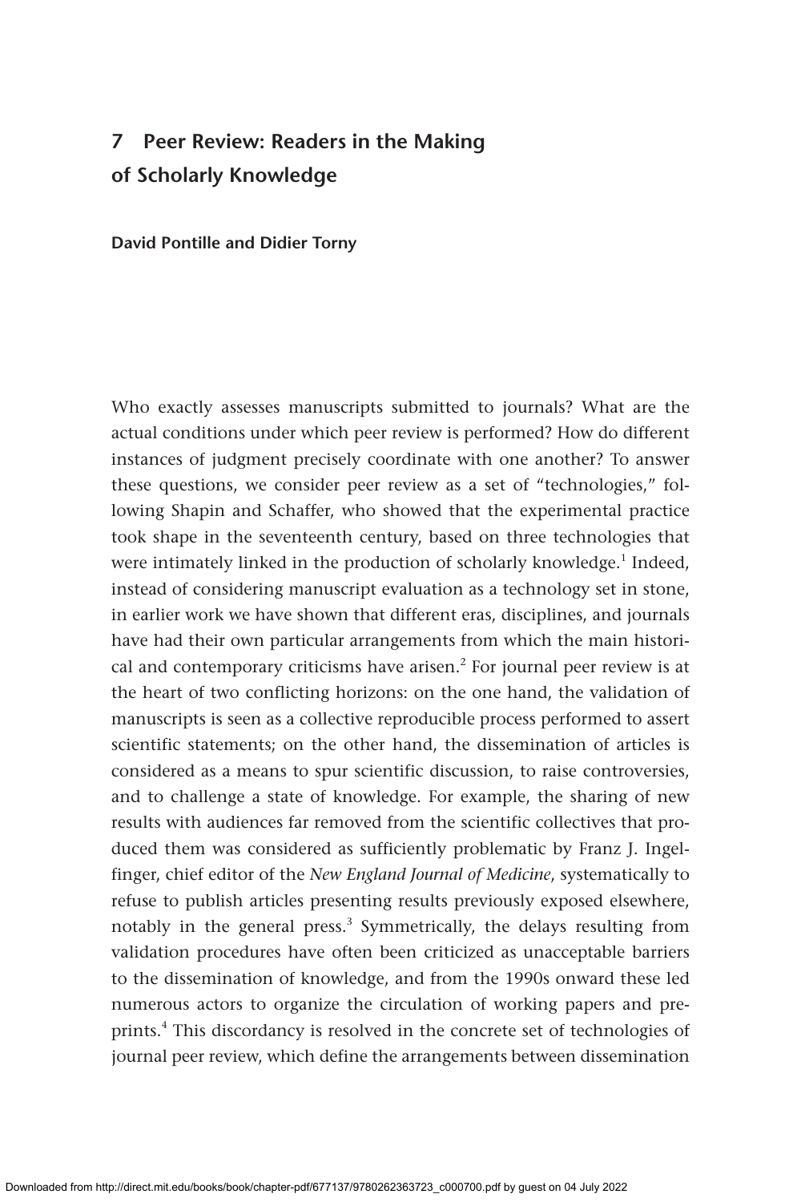# 7 Peer Review: Readers in the Making of Scholarly Knowledge

**David Pontille and Didier Torny**

Who exactly assesses manuscripts submitted to journals? What are the actual conditions under which peer review is performed? How do different instances of judgment precisely coordinate with one another? To answer these questions, we consider peer review as a set of "technologies," following Shapin and Schaffer, who showed that the experimental practice took shape in the seventeenth century, based on three technologies that were intimately linked in the production of scholarly knowledge.[1] Indeed, instead of considering manuscript evaluation as a technology set in stone, in earlier work we have shown that different eras, disciplines, and journals have had their own particular arrangements from which the main historical and contemporary criticisms have arisen.[2] For journal peer review is at the heart of two conflicting horizons: on the one hand, the validation of manuscripts is seen as a collective reproducible process performed to assert scientific statements; on the other hand, the dissemination of articles is considered as a means to spur scientific discussion, to raise controversies, and to challenge a state of knowledge. For example, the sharing of new results with audiences far removed from the scientific collectives that produced them was considered as sufficiently problematic by Franz J. Ingelfinger, chief editor of the *New England Journal of Medicine*, systematically to refuse to publish articles presenting results previously exposed elsewhere, notably in the general press.[3] Symmetrically, the delays resulting from validation procedures have often been criticized as unacceptable barriers to the dissemination of knowledge, and from the 1990s onward these led numerous actors to organize the circulation of working papers and preprints.[4] This discordancy is resolved in the concrete set of technologies of journal peer review, which define the arrangements between dissemination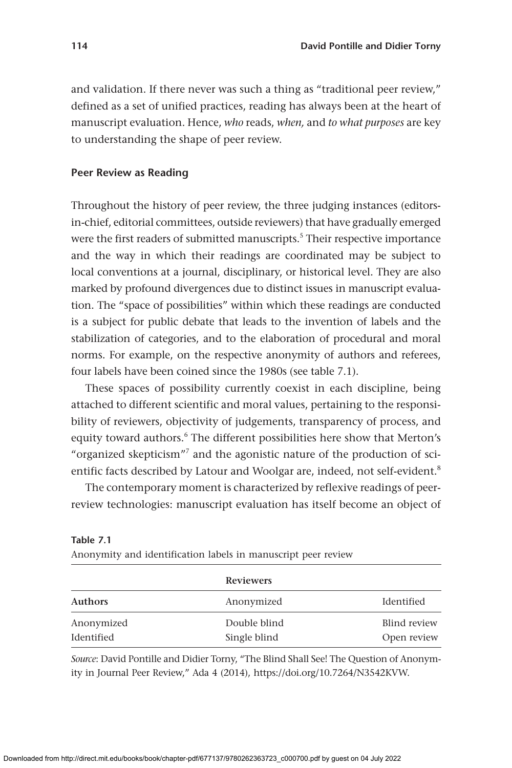and validation. If there never was such a thing as "traditional peer review," defined as a set of unified practices, reading has always been at the heart of manuscript evaluation. Hence, *who* reads, *when,* and *to what purposes* are key to understanding the shape of peer review.

## Peer Review as Reading

Throughout the history of peer review, the three judging instances (editors-in-chief, editorial committees, outside reviewers) that have gradually emerged were the first readers of submitted manuscripts.[5] Their respective importance and the way in which their readings are coordinated may be subject to local conventions at a journal, disciplinary, or historical level. They are also marked by profound divergences due to distinct issues in manuscript evaluation. The "space of possibilities" within which these readings are conducted is a subject for public debate that leads to the invention of labels and the stabilization of categories, and to the elaboration of procedural and moral norms. For example, on the respective anonymity of authors and referees, four labels have been coined since the 1980s (see table 7.1).

These spaces of possibility currently coexist in each discipline, being attached to different scientific and moral values, pertaining to the responsibility of reviewers, objectivity of judgements, transparency of process, and equity toward authors.[6] The different possibilities here show that Merton's "organized skepticism"[7] and the agonistic nature of the production of scientific facts described by Latour and Woolgar are, indeed, not self-evident.[8]

The contemporary moment is characterized by reflexive readings of peer-review technologies: manuscript evaluation has itself become an object of

**Table 7.1**
Anonymity and identification labels in manuscript peer review

| | **Reviewers** | |
|---|---|---|
| **Authors** | Anonymized | Identified |
| Anonymized | Double blind | Blind review |
| Identified | Single blind | Open review |

*Source*: David Pontille and Didier Torny, "The Blind Shall See! The Question of Anonymity in Journal Peer Review," Ada 4 (2014), https://doi.org/10.7264/N3542KVW.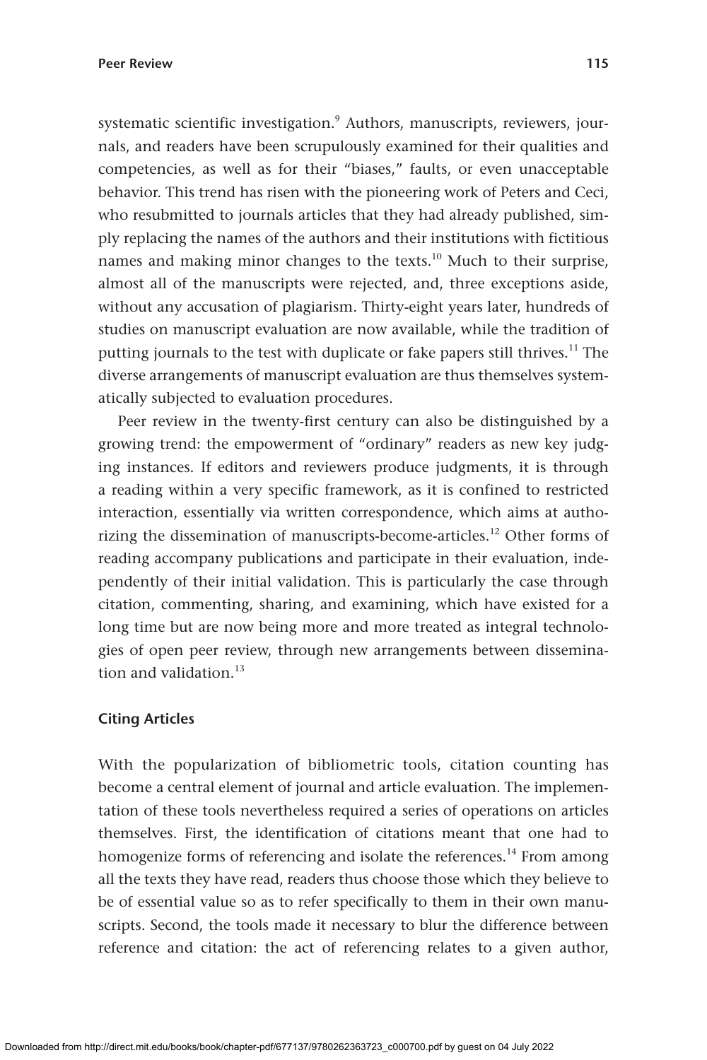systematic scientific investigation.[9] Authors, manuscripts, reviewers, journals, and readers have been scrupulously examined for their qualities and competencies, as well as for their "biases," faults, or even unacceptable behavior. This trend has risen with the pioneering work of Peters and Ceci, who resubmitted to journals articles that they had already published, simply replacing the names of the authors and their institutions with fictitious names and making minor changes to the texts.[10] Much to their surprise, almost all of the manuscripts were rejected, and, three exceptions aside, without any accusation of plagiarism. Thirty-eight years later, hundreds of studies on manuscript evaluation are now available, while the tradition of putting journals to the test with duplicate or fake papers still thrives.[11] The diverse arrangements of manuscript evaluation are thus themselves systematically subjected to evaluation procedures.

Peer review in the twenty-first century can also be distinguished by a growing trend: the empowerment of "ordinary" readers as new key judging instances. If editors and reviewers produce judgments, it is through a reading within a very specific framework, as it is confined to restricted interaction, essentially via written correspondence, which aims at authorizing the dissemination of manuscripts-become-articles.[12] Other forms of reading accompany publications and participate in their evaluation, independently of their initial validation. This is particularly the case through citation, commenting, sharing, and examining, which have existed for a long time but are now being more and more treated as integral technologies of open peer review, through new arrangements between dissemination and validation.[13]

### Citing Articles

With the popularization of bibliometric tools, citation counting has become a central element of journal and article evaluation. The implementation of these tools nevertheless required a series of operations on articles themselves. First, the identification of citations meant that one had to homogenize forms of referencing and isolate the references.[14] From among all the texts they have read, readers thus choose those which they believe to be of essential value so as to refer specifically to them in their own manuscripts. Second, the tools made it necessary to blur the difference between reference and citation: the act of referencing relates to a given author,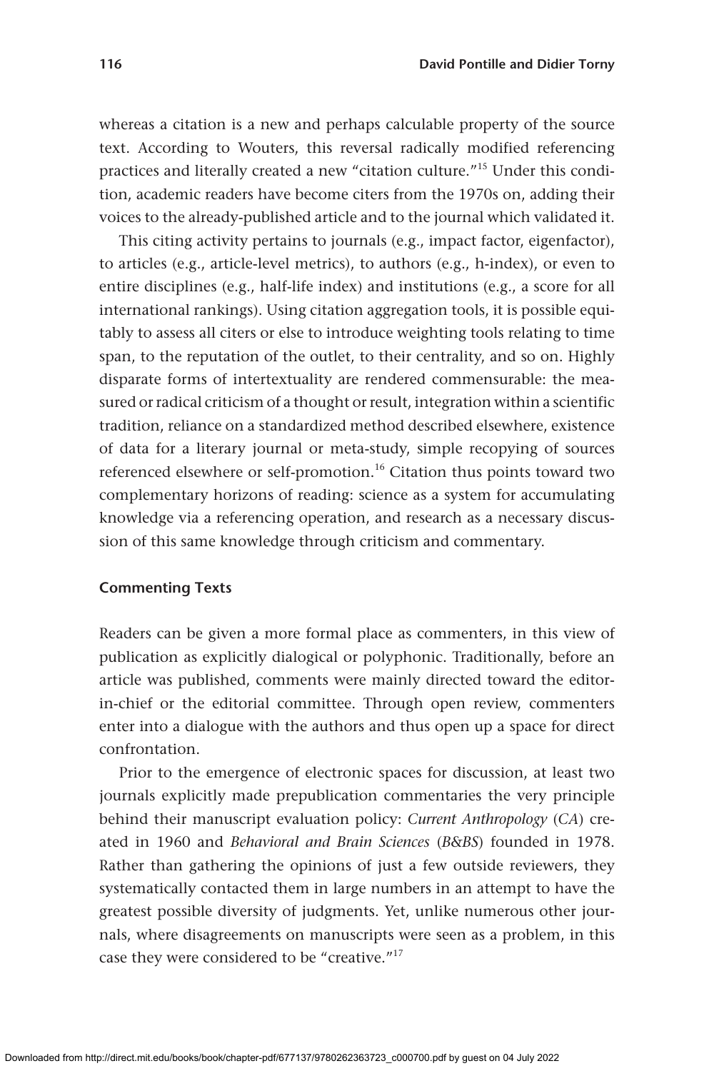whereas a citation is a new and perhaps calculable property of the source text. According to Wouters, this reversal radically modified referencing practices and literally created a new "citation culture."[15] Under this condition, academic readers have become citers from the 1970s on, adding their voices to the already-published article and to the journal which validated it.

This citing activity pertains to journals (e.g., impact factor, eigenfactor), to articles (e.g., article-level metrics), to authors (e.g., h-index), or even to entire disciplines (e.g., half-life index) and institutions (e.g., a score for all international rankings). Using citation aggregation tools, it is possible equitably to assess all citers or else to introduce weighting tools relating to time span, to the reputation of the outlet, to their centrality, and so on. Highly disparate forms of intertextuality are rendered commensurable: the measured or radical criticism of a thought or result, integration within a scientific tradition, reliance on a standardized method described elsewhere, existence of data for a literary journal or meta-study, simple recopying of sources referenced elsewhere or self-promotion.[16] Citation thus points toward two complementary horizons of reading: science as a system for accumulating knowledge via a referencing operation, and research as a necessary discussion of this same knowledge through criticism and commentary.

### Commenting Texts

Readers can be given a more formal place as commenters, in this view of publication as explicitly dialogical or polyphonic. Traditionally, before an article was published, comments were mainly directed toward the editor-in-chief or the editorial committee. Through open review, commenters enter into a dialogue with the authors and thus open up a space for direct confrontation.

Prior to the emergence of electronic spaces for discussion, at least two journals explicitly made prepublication commentaries the very principle behind their manuscript evaluation policy: *Current Anthropology* (*CA*) created in 1960 and *Behavioral and Brain Sciences* (*B&BS*) founded in 1978. Rather than gathering the opinions of just a few outside reviewers, they systematically contacted them in large numbers in an attempt to have the greatest possible diversity of judgments. Yet, unlike numerous other journals, where disagreements on manuscripts were seen as a problem, in this case they were considered to be "creative."[17]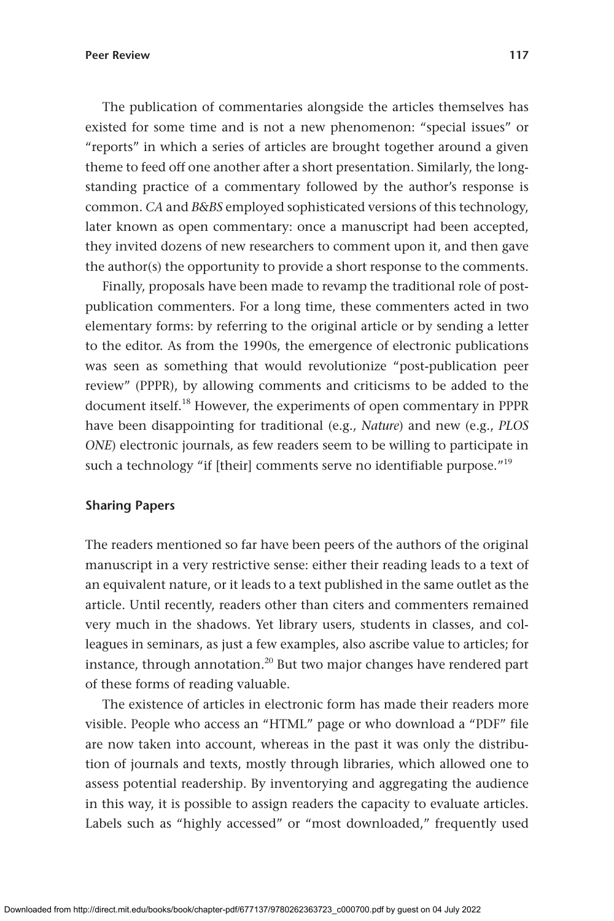The publication of commentaries alongside the articles themselves has existed for some time and is not a new phenomenon: "special issues" or "reports" in which a series of articles are brought together around a given theme to feed off one another after a short presentation. Similarly, the long-standing practice of a commentary followed by the author's response is common. *CA* and *B&BS* employed sophisticated versions of this technology, later known as open commentary: once a manuscript had been accepted, they invited dozens of new researchers to comment upon it, and then gave the author(s) the opportunity to provide a short response to the comments.

Finally, proposals have been made to revamp the traditional role of post-publication commenters. For a long time, these commenters acted in two elementary forms: by referring to the original article or by sending a letter to the editor. As from the 1990s, the emergence of electronic publications was seen as something that would revolutionize "post-publication peer review" (PPPR), by allowing comments and criticisms to be added to the document itself.[18] However, the experiments of open commentary in PPPR have been disappointing for traditional (e.g., *Nature*) and new (e.g., *PLOS ONE*) electronic journals, as few readers seem to be willing to participate in such a technology "if [their] comments serve no identifiable purpose."[19]

### Sharing Papers

The readers mentioned so far have been peers of the authors of the original manuscript in a very restrictive sense: either their reading leads to a text of an equivalent nature, or it leads to a text published in the same outlet as the article. Until recently, readers other than citers and commenters remained very much in the shadows. Yet library users, students in classes, and colleagues in seminars, as just a few examples, also ascribe value to articles; for instance, through annotation.[20] But two major changes have rendered part of these forms of reading valuable.

The existence of articles in electronic form has made their readers more visible. People who access an "HTML" page or who download a "PDF" file are now taken into account, whereas in the past it was only the distribution of journals and texts, mostly through libraries, which allowed one to assess potential readership. By inventorying and aggregating the audience in this way, it is possible to assign readers the capacity to evaluate articles. Labels such as "highly accessed" or "most downloaded," frequently used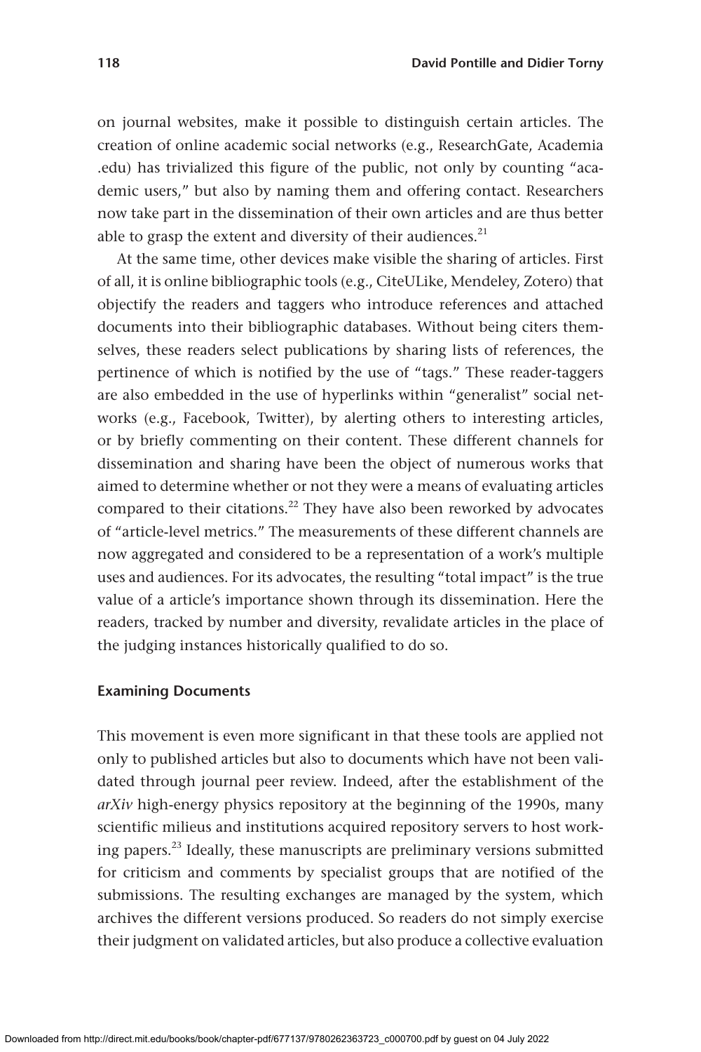on journal websites, make it possible to distinguish certain articles. The creation of online academic social networks (e.g., ResearchGate, Academia .edu) has trivialized this figure of the public, not only by counting "academic users," but also by naming them and offering contact. Researchers now take part in the dissemination of their own articles and are thus better able to grasp the extent and diversity of their audiences.[21]

At the same time, other devices make visible the sharing of articles. First of all, it is online bibliographic tools (e.g., CiteULike, Mendeley, Zotero) that objectify the readers and taggers who introduce references and attached documents into their bibliographic databases. Without being citers themselves, these readers select publications by sharing lists of references, the pertinence of which is notified by the use of "tags." These reader-taggers are also embedded in the use of hyperlinks within "generalist" social networks (e.g., Facebook, Twitter), by alerting others to interesting articles, or by briefly commenting on their content. These different channels for dissemination and sharing have been the object of numerous works that aimed to determine whether or not they were a means of evaluating articles compared to their citations.[22] They have also been reworked by advocates of "article-level metrics." The measurements of these different channels are now aggregated and considered to be a representation of a work's multiple uses and audiences. For its advocates, the resulting "total impact" is the true value of a article's importance shown through its dissemination. Here the readers, tracked by number and diversity, revalidate articles in the place of the judging instances historically qualified to do so.

### Examining Documents

This movement is even more significant in that these tools are applied not only to published articles but also to documents which have not been validated through journal peer review. Indeed, after the establishment of the *arXiv* high-energy physics repository at the beginning of the 1990s, many scientific milieus and institutions acquired repository servers to host working papers.[23] Ideally, these manuscripts are preliminary versions submitted for criticism and comments by specialist groups that are notified of the submissions. The resulting exchanges are managed by the system, which archives the different versions produced. So readers do not simply exercise their judgment on validated articles, but also produce a collective evaluation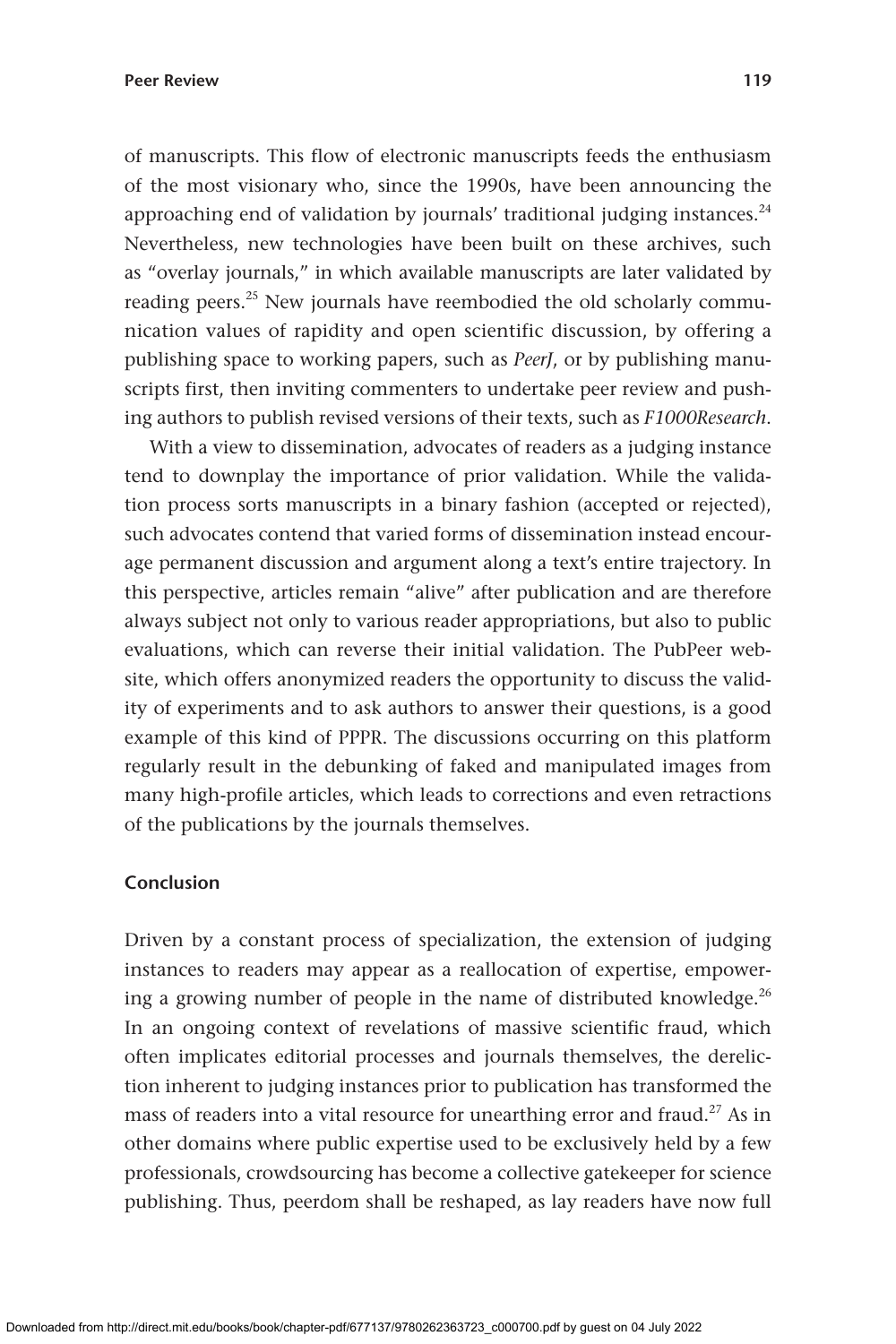of manuscripts. This flow of electronic manuscripts feeds the enthusiasm of the most visionary who, since the 1990s, have been announcing the approaching end of validation by journals' traditional judging instances.[24] Nevertheless, new technologies have been built on these archives, such as "overlay journals," in which available manuscripts are later validated by reading peers.[25] New journals have reembodied the old scholarly communication values of rapidity and open scientific discussion, by offering a publishing space to working papers, such as *PeerJ*, or by publishing manuscripts first, then inviting commenters to undertake peer review and pushing authors to publish revised versions of their texts, such as *F1000Research*.

With a view to dissemination, advocates of readers as a judging instance tend to downplay the importance of prior validation. While the validation process sorts manuscripts in a binary fashion (accepted or rejected), such advocates contend that varied forms of dissemination instead encourage permanent discussion and argument along a text's entire trajectory. In this perspective, articles remain "alive" after publication and are therefore always subject not only to various reader appropriations, but also to public evaluations, which can reverse their initial validation. The PubPeer website, which offers anonymized readers the opportunity to discuss the validity of experiments and to ask authors to answer their questions, is a good example of this kind of PPPR. The discussions occurring on this platform regularly result in the debunking of faked and manipulated images from many high-profile articles, which leads to corrections and even retractions of the publications by the journals themselves.

## Conclusion

Driven by a constant process of specialization, the extension of judging instances to readers may appear as a reallocation of expertise, empowering a growing number of people in the name of distributed knowledge.[26] In an ongoing context of revelations of massive scientific fraud, which often implicates editorial processes and journals themselves, the dereliction inherent to judging instances prior to publication has transformed the mass of readers into a vital resource for unearthing error and fraud.[27] As in other domains where public expertise used to be exclusively held by a few professionals, crowdsourcing has become a collective gatekeeper for science publishing. Thus, peerdom shall be reshaped, as lay readers have now full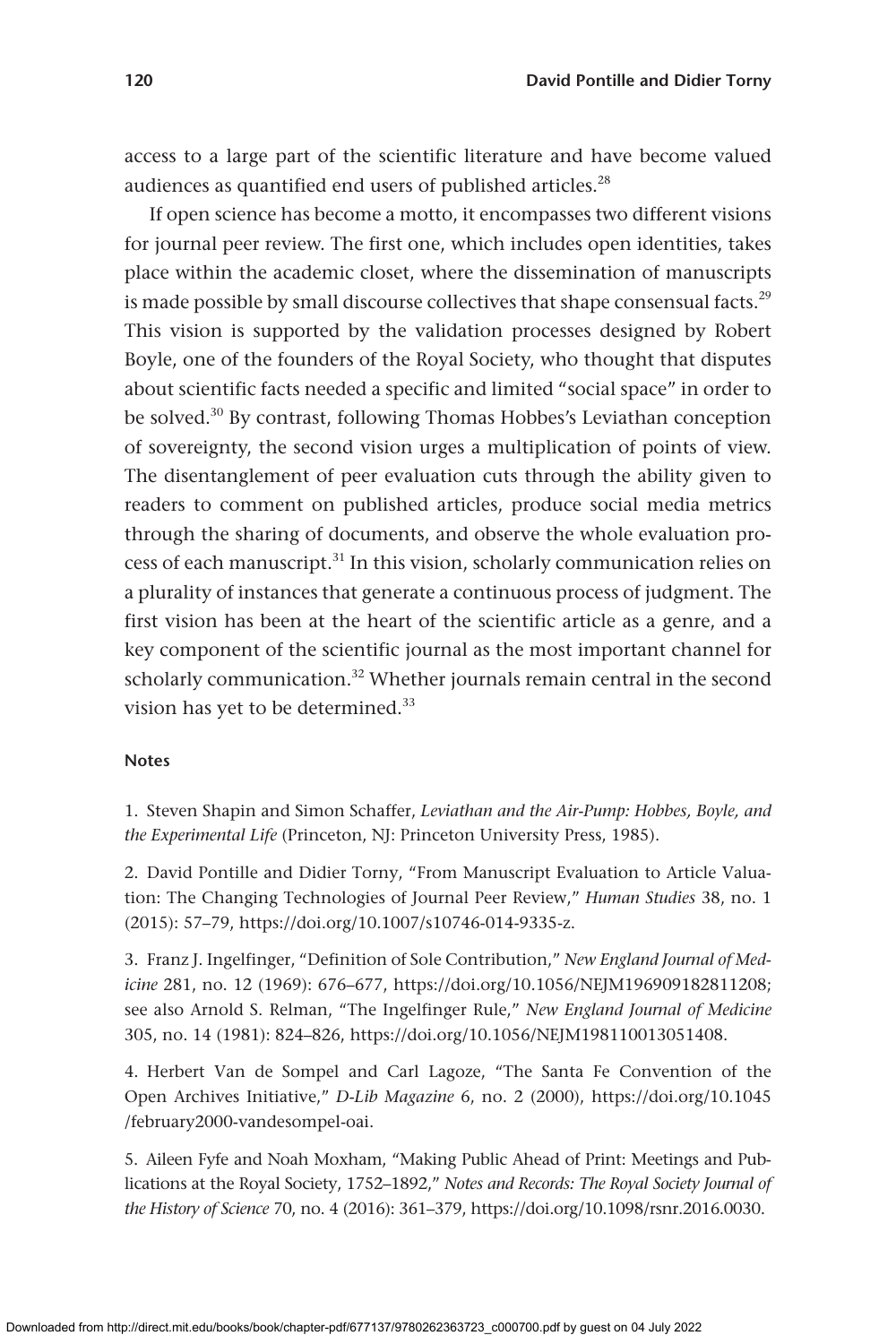access to a large part of the scientific literature and have become valued audiences as quantified end users of published articles.[28]

If open science has become a motto, it encompasses two different visions for journal peer review. The first one, which includes open identities, takes place within the academic closet, where the dissemination of manuscripts is made possible by small discourse collectives that shape consensual facts.[29] This vision is supported by the validation processes designed by Robert Boyle, one of the founders of the Royal Society, who thought that disputes about scientific facts needed a specific and limited "social space" in order to be solved.[30] By contrast, following Thomas Hobbes's Leviathan conception of sovereignty, the second vision urges a multiplication of points of view. The disentanglement of peer evaluation cuts through the ability given to readers to comment on published articles, produce social media metrics through the sharing of documents, and observe the whole evaluation process of each manuscript.[31] In this vision, scholarly communication relies on a plurality of instances that generate a continuous process of judgment. The first vision has been at the heart of the scientific article as a genre, and a key component of the scientific journal as the most important channel for scholarly communication.[32] Whether journals remain central in the second vision has yet to be determined.[33]

### Notes

1. Steven Shapin and Simon Schaffer, *Leviathan and the Air-Pump: Hobbes, Boyle, and the Experimental Life* (Princeton, NJ: Princeton University Press, 1985).

2. David Pontille and Didier Torny, "From Manuscript Evaluation to Article Valuation: The Changing Technologies of Journal Peer Review," *Human Studies* 38, no. 1 (2015): 57–79, https://doi.org/10.1007/s10746-014-9335-z.

3. Franz J. Ingelfinger, "Definition of Sole Contribution," *New England Journal of Medicine* 281, no. 12 (1969): 676–677, https://doi.org/10.1056/NEJM196909182811208; see also Arnold S. Relman, "The Ingelfinger Rule," *New England Journal of Medicine* 305, no. 14 (1981): 824–826, https://doi.org/10.1056/NEJM198110013051408.

4. Herbert Van de Sompel and Carl Lagoze, "The Santa Fe Convention of the Open Archives Initiative," *D-Lib Magazine* 6, no. 2 (2000), https://doi.org/10.1045/february2000-vandesompel-oai.

5. Aileen Fyfe and Noah Moxham, "Making Public Ahead of Print: Meetings and Publications at the Royal Society, 1752–1892," *Notes and Records: The Royal Society Journal of the History of Science* 70, no. 4 (2016): 361–379, https://doi.org/10.1098/rsnr.2016.0030.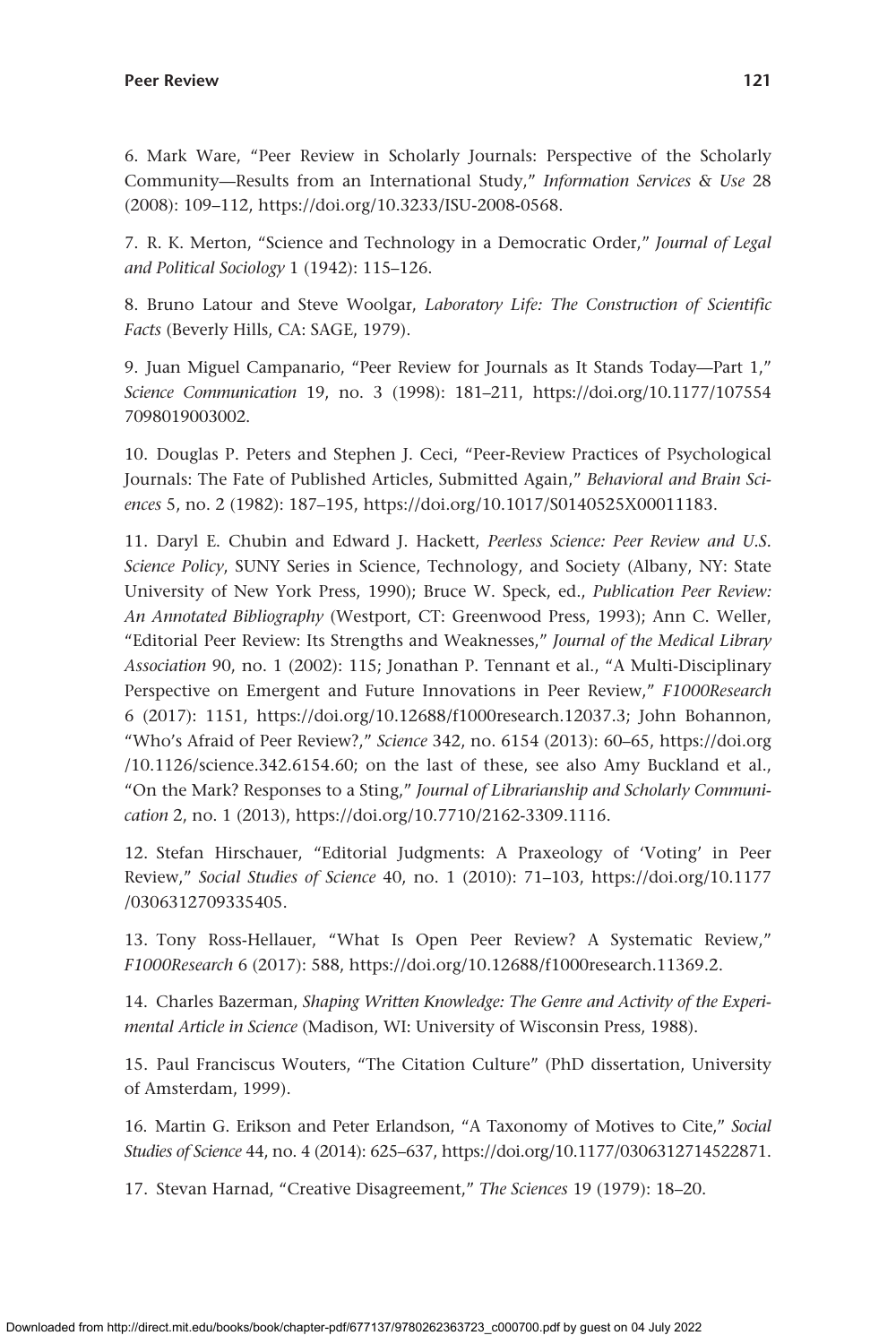6. Mark Ware, "Peer Review in Scholarly Journals: Perspective of the Scholarly Community—Results from an International Study," *Information Services & Use* 28 (2008): 109–112, https://doi.org/10.3233/ISU-2008-0568.

7. R. K. Merton, "Science and Technology in a Democratic Order," *Journal of Legal and Political Sociology* 1 (1942): 115–126.

8. Bruno Latour and Steve Woolgar, *Laboratory Life: The Construction of Scientific Facts* (Beverly Hills, CA: SAGE, 1979).

9. Juan Miguel Campanario, "Peer Review for Journals as It Stands Today—Part 1," *Science Communication* 19, no. 3 (1998): 181–211, https://doi.org/10.1177/1075547098019003002.

10. Douglas P. Peters and Stephen J. Ceci, "Peer-Review Practices of Psychological Journals: The Fate of Published Articles, Submitted Again," *Behavioral and Brain Sciences* 5, no. 2 (1982): 187–195, https://doi.org/10.1017/S0140525X00011183.

11. Daryl E. Chubin and Edward J. Hackett, *Peerless Science: Peer Review and U.S. Science Policy*, SUNY Series in Science, Technology, and Society (Albany, NY: State University of New York Press, 1990); Bruce W. Speck, ed., *Publication Peer Review: An Annotated Bibliography* (Westport, CT: Greenwood Press, 1993); Ann C. Weller, "Editorial Peer Review: Its Strengths and Weaknesses," *Journal of the Medical Library Association* 90, no. 1 (2002): 115; Jonathan P. Tennant et al., "A Multi-Disciplinary Perspective on Emergent and Future Innovations in Peer Review," *F1000Research* 6 (2017): 1151, https://doi.org/10.12688/f1000research.12037.3; John Bohannon, "Who's Afraid of Peer Review?," *Science* 342, no. 6154 (2013): 60–65, https://doi.org/10.1126/science.342.6154.60; on the last of these, see also Amy Buckland et al., "On the Mark? Responses to a Sting," *Journal of Librarianship and Scholarly Communication* 2, no. 1 (2013), https://doi.org/10.7710/2162-3309.1116.

12. Stefan Hirschauer, "Editorial Judgments: A Praxeology of 'Voting' in Peer Review," *Social Studies of Science* 40, no. 1 (2010): 71–103, https://doi.org/10.1177/0306312709335405.

13. Tony Ross-Hellauer, "What Is Open Peer Review? A Systematic Review," *F1000Research* 6 (2017): 588, https://doi.org/10.12688/f1000research.11369.2.

14. Charles Bazerman, *Shaping Written Knowledge: The Genre and Activity of the Experimental Article in Science* (Madison, WI: University of Wisconsin Press, 1988).

15. Paul Franciscus Wouters, "The Citation Culture" (PhD dissertation, University of Amsterdam, 1999).

16. Martin G. Erikson and Peter Erlandson, "A Taxonomy of Motives to Cite," *Social Studies of Science* 44, no. 4 (2014): 625–637, https://doi.org/10.1177/0306312714522871.

17. Stevan Harnad, "Creative Disagreement," *The Sciences* 19 (1979): 18–20.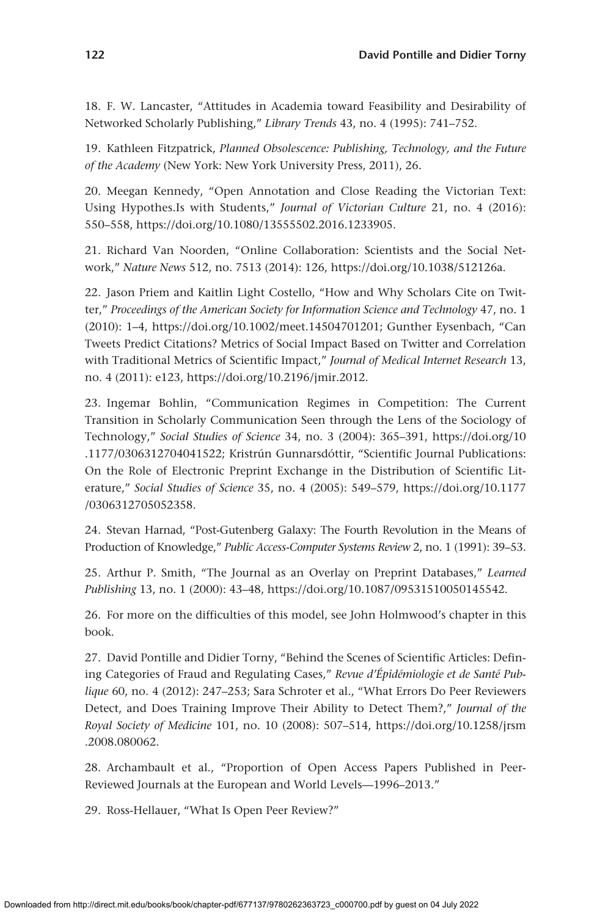18. F. W. Lancaster, "Attitudes in Academia toward Feasibility and Desirability of Networked Scholarly Publishing," *Library Trends* 43, no. 4 (1995): 741–752.

19. Kathleen Fitzpatrick, *Planned Obsolescence: Publishing, Technology, and the Future of the Academy* (New York: New York University Press, 2011), 26.

20. Meegan Kennedy, "Open Annotation and Close Reading the Victorian Text: Using Hypothes.Is with Students," *Journal of Victorian Culture* 21, no. 4 (2016): 550–558, https://doi.org/10.1080/13555502.2016.1233905.

21. Richard Van Noorden, "Online Collaboration: Scientists and the Social Network," *Nature News* 512, no. 7513 (2014): 126, https://doi.org/10.1038/512126a.

22. Jason Priem and Kaitlin Light Costello, "How and Why Scholars Cite on Twitter," *Proceedings of the American Society for Information Science and Technology* 47, no. 1 (2010): 1–4, https://doi.org/10.1002/meet.14504701201; Gunther Eysenbach, "Can Tweets Predict Citations? Metrics of Social Impact Based on Twitter and Correlation with Traditional Metrics of Scientific Impact," *Journal of Medical Internet Research* 13, no. 4 (2011): e123, https://doi.org/10.2196/jmir.2012.

23. Ingemar Bohlin, "Communication Regimes in Competition: The Current Transition in Scholarly Communication Seen through the Lens of the Sociology of Technology," *Social Studies of Science* 34, no. 3 (2004): 365–391, https://doi.org/10.1177/0306312704041522; Kristrún Gunnarsdóttir, "Scientific Journal Publications: On the Role of Electronic Preprint Exchange in the Distribution of Scientific Literature," *Social Studies of Science* 35, no. 4 (2005): 549–579, https://doi.org/10.1177/0306312705052358.

24. Stevan Harnad, "Post-Gutenberg Galaxy: The Fourth Revolution in the Means of Production of Knowledge," *Public Access-Computer Systems Review* 2, no. 1 (1991): 39–53.

25. Arthur P. Smith, "The Journal as an Overlay on Preprint Databases," *Learned Publishing* 13, no. 1 (2000): 43–48, https://doi.org/10.1087/09531510050145542.

26. For more on the difficulties of this model, see John Holmwood's chapter in this book.

27. David Pontille and Didier Torny, "Behind the Scenes of Scientific Articles: Defining Categories of Fraud and Regulating Cases," *Revue d'Épidémiologie et de Santé Publique* 60, no. 4 (2012): 247–253; Sara Schroter et al., "What Errors Do Peer Reviewers Detect, and Does Training Improve Their Ability to Detect Them?," *Journal of the Royal Society of Medicine* 101, no. 10 (2008): 507–514, https://doi.org/10.1258/jrsm.2008.080062.

28. Archambault et al., "Proportion of Open Access Papers Published in Peer-Reviewed Journals at the European and World Levels—1996–2013."

29. Ross-Hellauer, "What Is Open Peer Review?"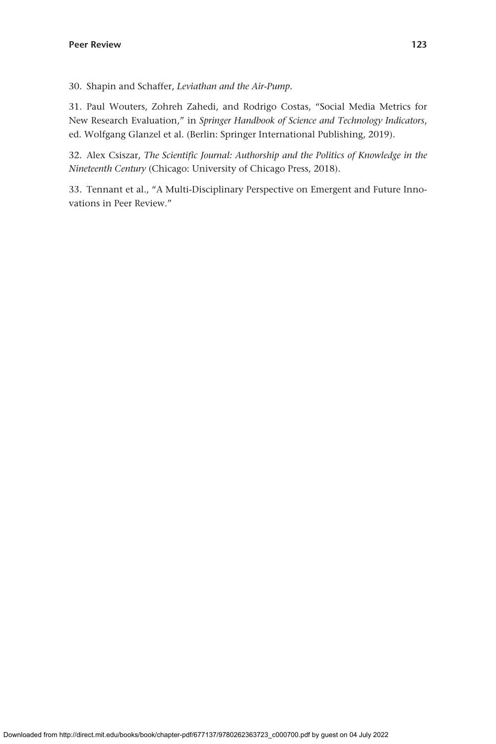30. Shapin and Schaffer, *Leviathan and the Air-Pump*.

31. Paul Wouters, Zohreh Zahedi, and Rodrigo Costas, "Social Media Metrics for New Research Evaluation," in *Springer Handbook of Science and Technology Indicators*, ed. Wolfgang Glanzel et al. (Berlin: Springer International Publishing, 2019).

32. Alex Csiszar, *The Scientific Journal: Authorship and the Politics of Knowledge in the Nineteenth Century* (Chicago: University of Chicago Press, 2018).

33. Tennant et al., "A Multi-Disciplinary Perspective on Emergent and Future Innovations in Peer Review."